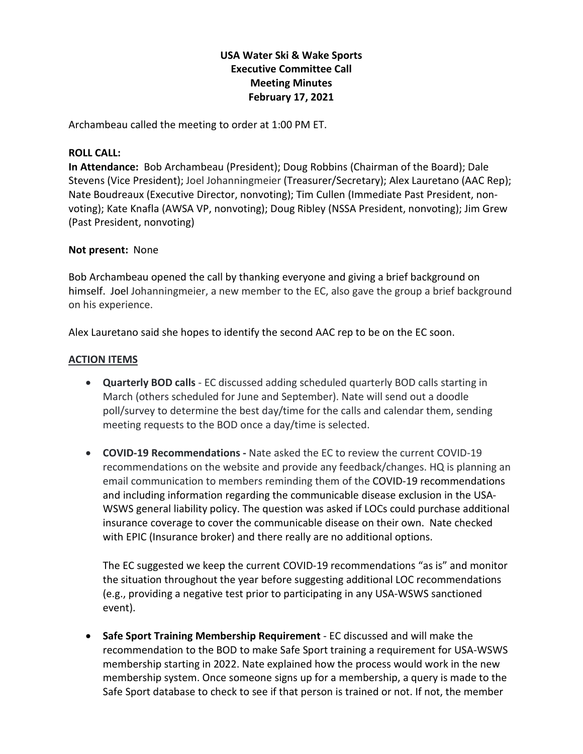**USA Water Ski & Wake Sports**
**Executive Committee Call**
**Meeting Minutes**
**February 17, 2021**

Archambeau called the meeting to order at 1:00 PM ET.

**ROLL CALL:**

**In Attendance:** Bob Archambeau (President); Doug Robbins (Chairman of the Board); Dale Stevens (Vice President); Joel Johanningmeier (Treasurer/Secretary); Alex Lauretano (AAC Rep); Nate Boudreaux (Executive Director, nonvoting); Tim Cullen (Immediate Past President, non-voting); Kate Knafla (AWSA VP, nonvoting); Doug Ribley (NSSA President, nonvoting); Jim Grew (Past President, nonvoting)

**Not present:** None

Bob Archambeau opened the call by thanking everyone and giving a brief background on himself. Joel Johanningmeier, a new member to the EC, also gave the group a brief background on his experience.

Alex Lauretano said she hopes to identify the second AAC rep to be on the EC soon.

**ACTION ITEMS**

- **Quarterly BOD calls** - EC discussed adding scheduled quarterly BOD calls starting in March (others scheduled for June and September). Nate will send out a doodle poll/survey to determine the best day/time for the calls and calendar them, sending meeting requests to the BOD once a day/time is selected.

- **COVID-19 Recommendations -** Nate asked the EC to review the current COVID-19 recommendations on the website and provide any feedback/changes. HQ is planning an email communication to members reminding them of the COVID-19 recommendations and including information regarding the communicable disease exclusion in the USA-WSWS general liability policy. The question was asked if LOCs could purchase additional insurance coverage to cover the communicable disease on their own. Nate checked with EPIC (Insurance broker) and there really are no additional options.

  The EC suggested we keep the current COVID-19 recommendations "as is" and monitor the situation throughout the year before suggesting additional LOC recommendations (e.g., providing a negative test prior to participating in any USA-WSWS sanctioned event).

- **Safe Sport Training Membership Requirement** - EC discussed and will make the recommendation to the BOD to make Safe Sport training a requirement for USA-WSWS membership starting in 2022. Nate explained how the process would work in the new membership system. Once someone signs up for a membership, a query is made to the Safe Sport database to check to see if that person is trained or not. If not, the member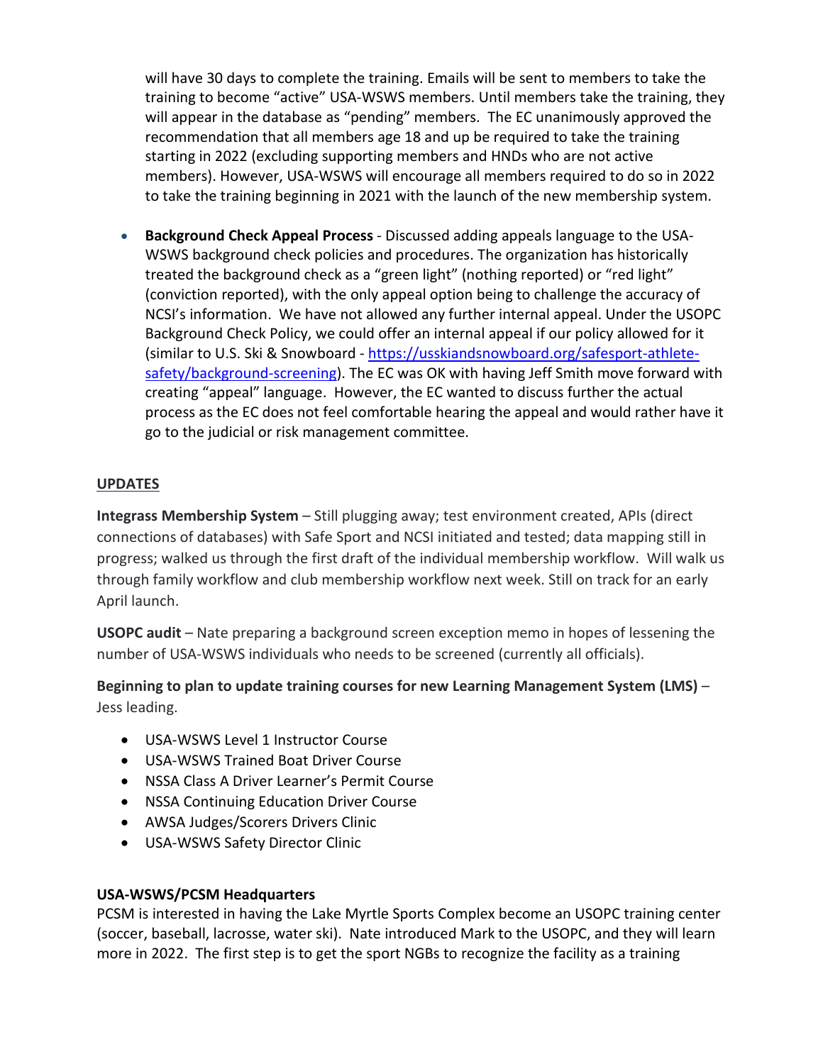will have 30 days to complete the training. Emails will be sent to members to take the training to become "active" USA-WSWS members. Until members take the training, they will appear in the database as "pending" members. The EC unanimously approved the recommendation that all members age 18 and up be required to take the training starting in 2022 (excluding supporting members and HNDs who are not active members). However, USA-WSWS will encourage all members required to do so in 2022 to take the training beginning in 2021 with the launch of the new membership system.

- **Background Check Appeal Process** - Discussed adding appeals language to the USA-WSWS background check policies and procedures. The organization has historically treated the background check as a "green light" (nothing reported) or "red light" (conviction reported), with the only appeal option being to challenge the accuracy of NCSI's information. We have not allowed any further internal appeal. Under the USOPC Background Check Policy, we could offer an internal appeal if our policy allowed for it (similar to U.S. Ski & Snowboard - https://usskiandsnowboard.org/safesport-athlete-safety/background-screening). The EC was OK with having Jeff Smith move forward with creating "appeal" language. However, the EC wanted to discuss further the actual process as the EC does not feel comfortable hearing the appeal and would rather have it go to the judicial or risk management committee.

## UPDATES

**Integrass Membership System** – Still plugging away; test environment created, APIs (direct connections of databases) with Safe Sport and NCSI initiated and tested; data mapping still in progress; walked us through the first draft of the individual membership workflow. Will walk us through family workflow and club membership workflow next week. Still on track for an early April launch.

**USOPC audit** – Nate preparing a background screen exception memo in hopes of lessening the number of USA-WSWS individuals who needs to be screened (currently all officials).

**Beginning to plan to update training courses for new Learning Management System (LMS)** – Jess leading.

- USA-WSWS Level 1 Instructor Course
- USA-WSWS Trained Boat Driver Course
- NSSA Class A Driver Learner's Permit Course
- NSSA Continuing Education Driver Course
- AWSA Judges/Scorers Drivers Clinic
- USA-WSWS Safety Director Clinic

**USA-WSWS/PCSM Headquarters**

PCSM is interested in having the Lake Myrtle Sports Complex become an USOPC training center (soccer, baseball, lacrosse, water ski). Nate introduced Mark to the USOPC, and they will learn more in 2022. The first step is to get the sport NGBs to recognize the facility as a training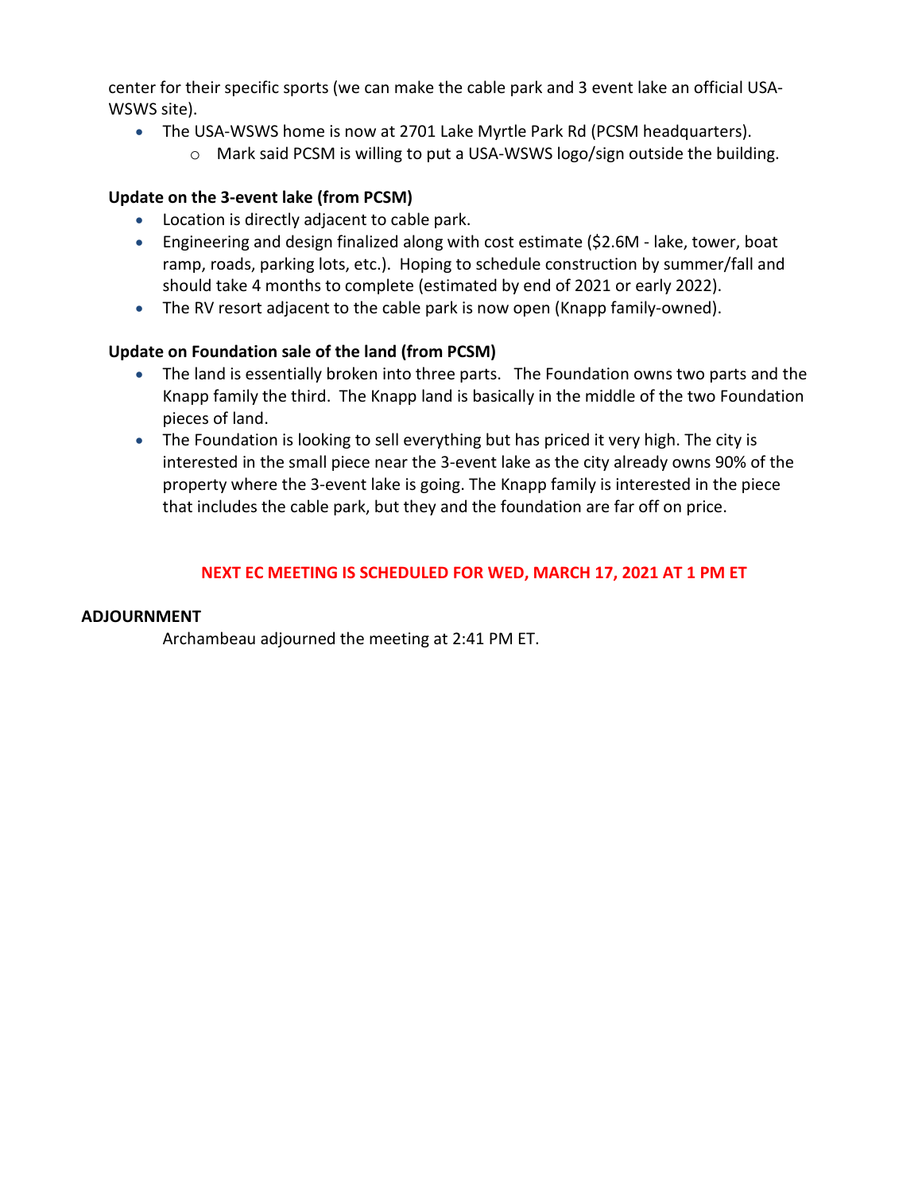center for their specific sports (we can make the cable park and 3 event lake an official USA-WSWS site).

- The USA-WSWS home is now at 2701 Lake Myrtle Park Rd (PCSM headquarters).
    - Mark said PCSM is willing to put a USA-WSWS logo/sign outside the building.

**Update on the 3-event lake (from PCSM)**

- Location is directly adjacent to cable park.
- Engineering and design finalized along with cost estimate ($2.6M - lake, tower, boat ramp, roads, parking lots, etc.). Hoping to schedule construction by summer/fall and should take 4 months to complete (estimated by end of 2021 or early 2022).
- The RV resort adjacent to the cable park is now open (Knapp family-owned).

**Update on Foundation sale of the land (from PCSM)**

- The land is essentially broken into three parts. The Foundation owns two parts and the Knapp family the third. The Knapp land is basically in the middle of the two Foundation pieces of land.
- The Foundation is looking to sell everything but has priced it very high. The city is interested in the small piece near the 3-event lake as the city already owns 90% of the property where the 3-event lake is going. The Knapp family is interested in the piece that includes the cable park, but they and the foundation are far off on price.

**NEXT EC MEETING IS SCHEDULED FOR WED, MARCH 17, 2021 AT 1 PM ET**

**ADJOURNMENT**

Archambeau adjourned the meeting at 2:41 PM ET.